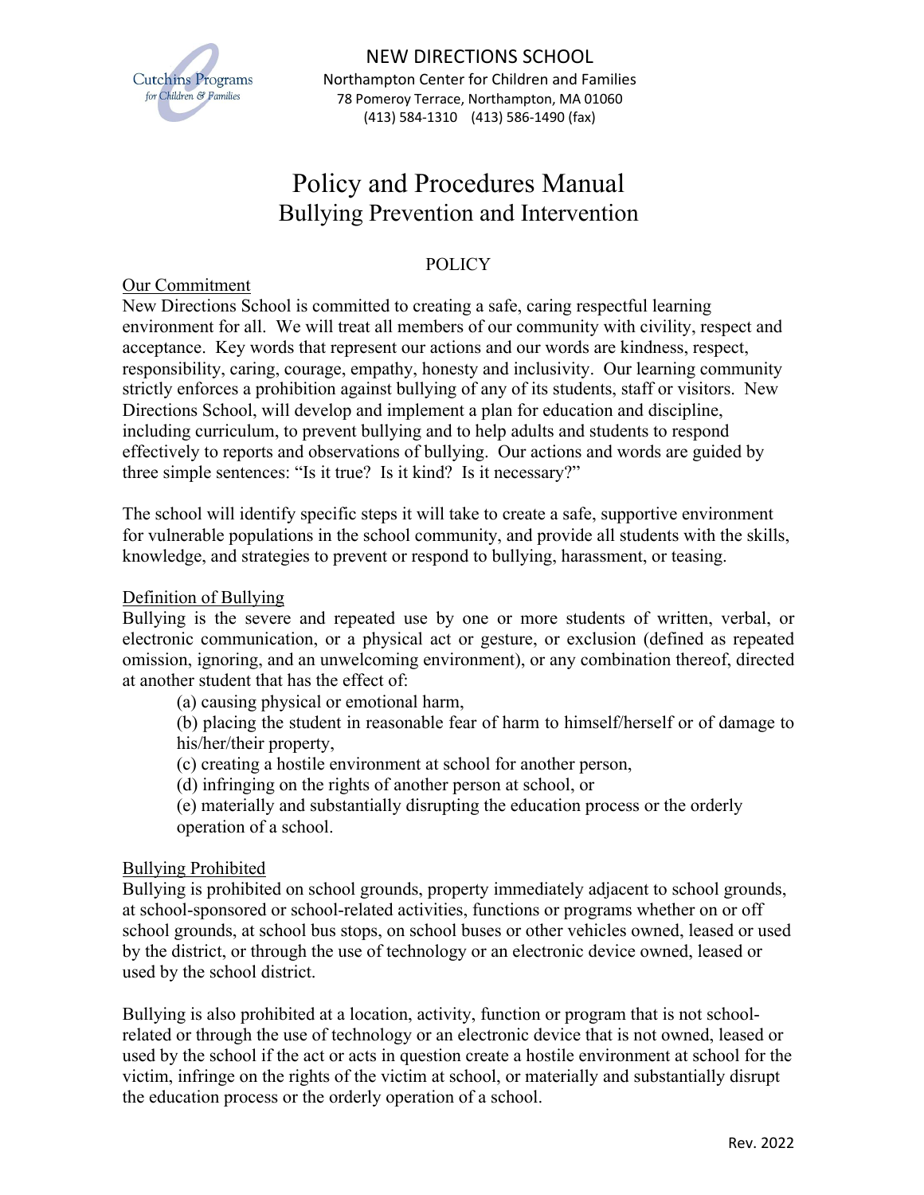NEW DIRECTIONS SCHOOL
Northampton Center for Children and Families
78 Pomeroy Terrace, Northampton, MA 01060
(413) 584-1310 (413) 586-1490 (fax)

# Policy and Procedures Manual
## Bullying Prevention and Intervention

### POLICY

Our Commitment

New Directions School is committed to creating a safe, caring respectful learning environment for all. We will treat all members of our community with civility, respect and acceptance. Key words that represent our actions and our words are kindness, respect, responsibility, caring, courage, empathy, honesty and inclusivity. Our learning community strictly enforces a prohibition against bullying of any of its students, staff or visitors. New Directions School, will develop and implement a plan for education and discipline, including curriculum, to prevent bullying and to help adults and students to respond effectively to reports and observations of bullying. Our actions and words are guided by three simple sentences: "Is it true? Is it kind? Is it necessary?"

The school will identify specific steps it will take to create a safe, supportive environment for vulnerable populations in the school community, and provide all students with the skills, knowledge, and strategies to prevent or respond to bullying, harassment, or teasing.

Definition of Bullying

Bullying is the severe and repeated use by one or more students of written, verbal, or electronic communication, or a physical act or gesture, or exclusion (defined as repeated omission, ignoring, and an unwelcoming environment), or any combination thereof, directed at another student that has the effect of:

(a) causing physical or emotional harm,
(b) placing the student in reasonable fear of harm to himself/herself or of damage to his/her/their property,
(c) creating a hostile environment at school for another person,
(d) infringing on the rights of another person at school, or
(e) materially and substantially disrupting the education process or the orderly operation of a school.

Bullying Prohibited

Bullying is prohibited on school grounds, property immediately adjacent to school grounds, at school-sponsored or school-related activities, functions or programs whether on or off school grounds, at school bus stops, on school buses or other vehicles owned, leased or used by the district, or through the use of technology or an electronic device owned, leased or used by the school district.

Bullying is also prohibited at a location, activity, function or program that is not school-related or through the use of technology or an electronic device that is not owned, leased or used by the school if the act or acts in question create a hostile environment at school for the victim, infringe on the rights of the victim at school, or materially and substantially disrupt the education process or the orderly operation of a school.

Rev. 2022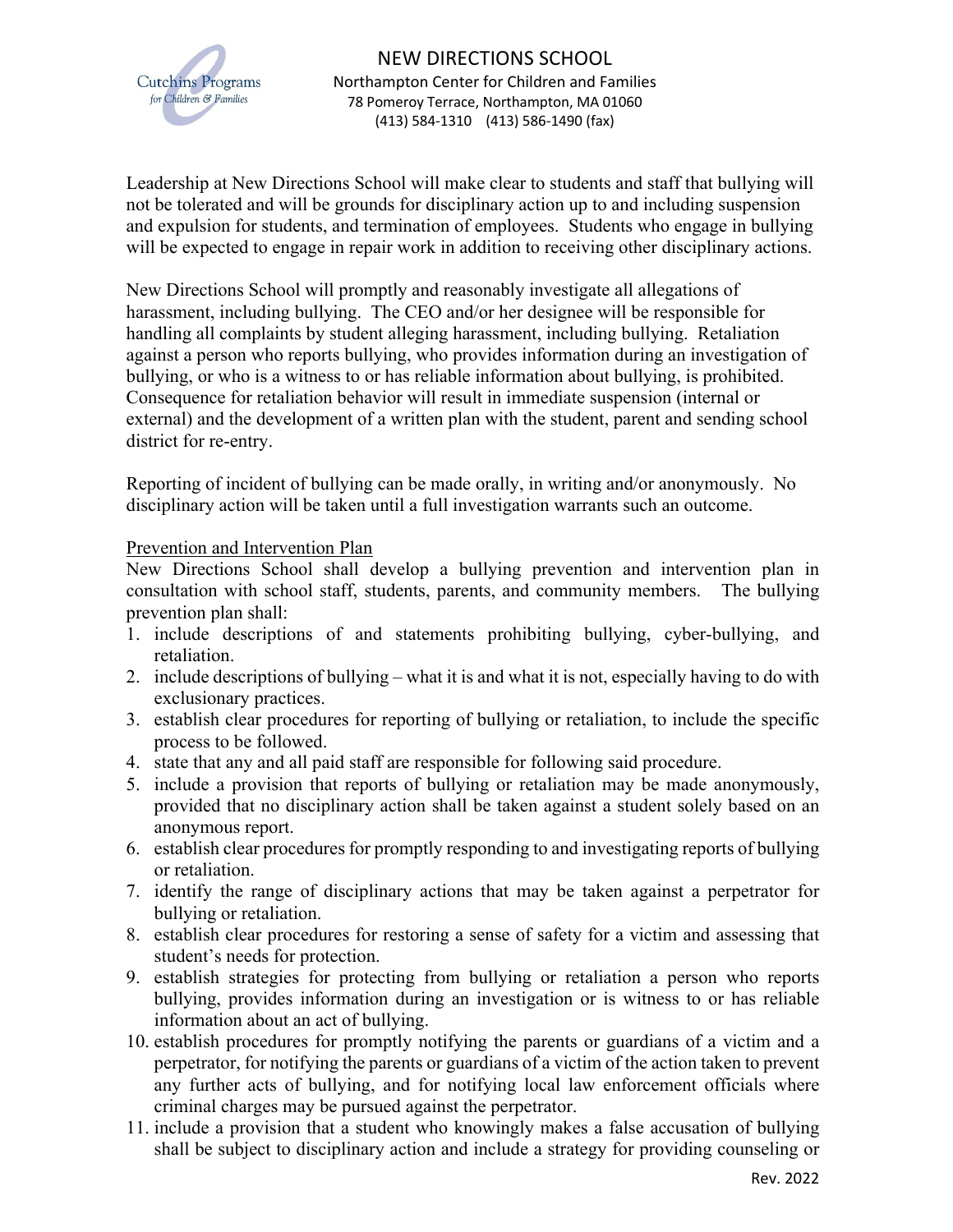Leadership at New Directions School will make clear to students and staff that bullying will not be tolerated and will be grounds for disciplinary action up to and including suspension and expulsion for students, and termination of employees. Students who engage in bullying will be expected to engage in repair work in addition to receiving other disciplinary actions.

New Directions School will promptly and reasonably investigate all allegations of harassment, including bullying. The CEO and/or her designee will be responsible for handling all complaints by student alleging harassment, including bullying. Retaliation against a person who reports bullying, who provides information during an investigation of bullying, or who is a witness to or has reliable information about bullying, is prohibited. Consequence for retaliation behavior will result in immediate suspension (internal or external) and the development of a written plan with the student, parent and sending school district for re-entry.

Reporting of incident of bullying can be made orally, in writing and/or anonymously. No disciplinary action will be taken until a full investigation warrants such an outcome.

<u>Prevention and Intervention Plan</u>

New Directions School shall develop a bullying prevention and intervention plan in consultation with school staff, students, parents, and community members. The bullying prevention plan shall:

1. include descriptions of and statements prohibiting bullying, cyber-bullying, and retaliation.
2. include descriptions of bullying – what it is and what it is not, especially having to do with exclusionary practices.
3. establish clear procedures for reporting of bullying or retaliation, to include the specific process to be followed.
4. state that any and all paid staff are responsible for following said procedure.
5. include a provision that reports of bullying or retaliation may be made anonymously, provided that no disciplinary action shall be taken against a student solely based on an anonymous report.
6. establish clear procedures for promptly responding to and investigating reports of bullying or retaliation.
7. identify the range of disciplinary actions that may be taken against a perpetrator for bullying or retaliation.
8. establish clear procedures for restoring a sense of safety for a victim and assessing that student's needs for protection.
9. establish strategies for protecting from bullying or retaliation a person who reports bullying, provides information during an investigation or is witness to or has reliable information about an act of bullying.
10. establish procedures for promptly notifying the parents or guardians of a victim and a perpetrator, for notifying the parents or guardians of a victim of the action taken to prevent any further acts of bullying, and for notifying local law enforcement officials where criminal charges may be pursued against the perpetrator.
11. include a provision that a student who knowingly makes a false accusation of bullying shall be subject to disciplinary action and include a strategy for providing counseling or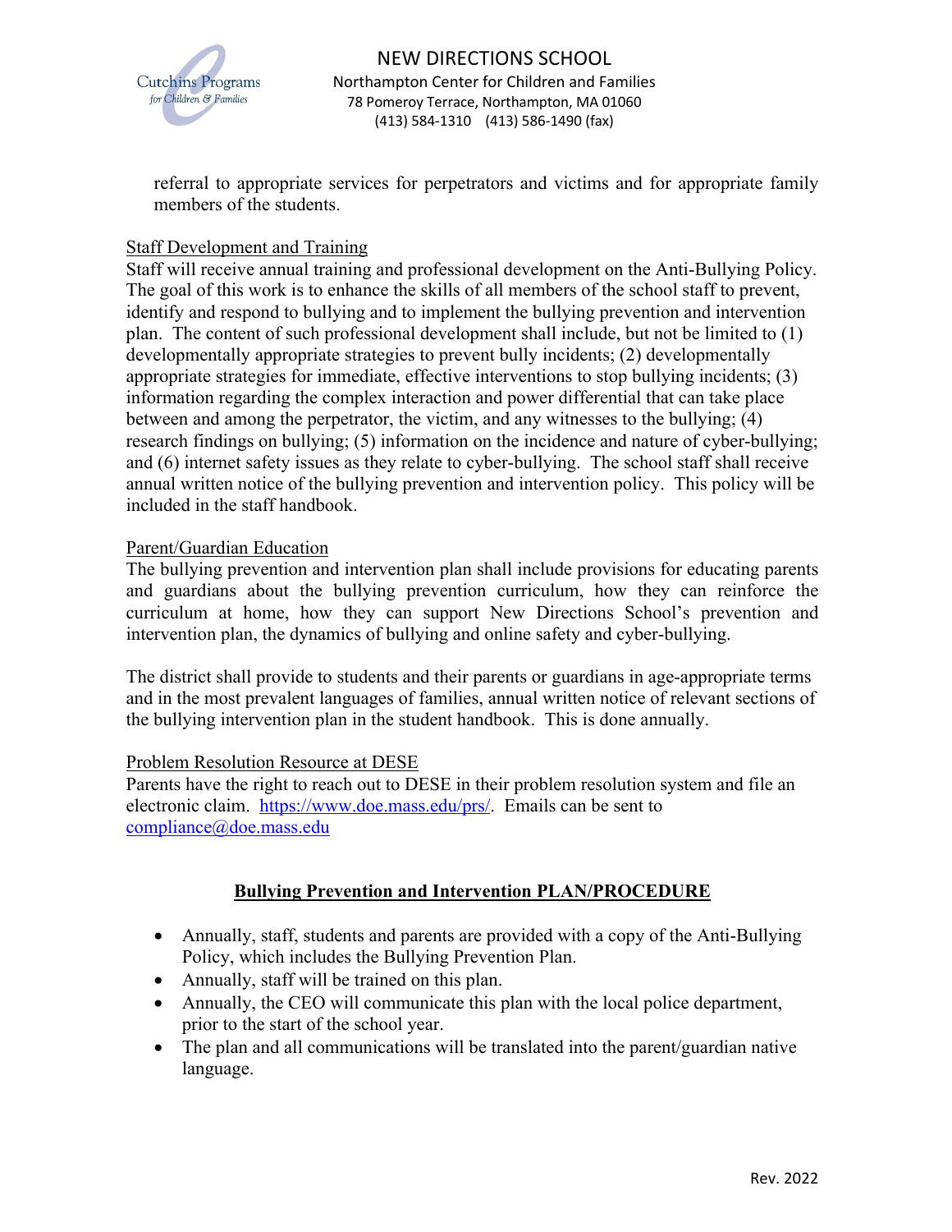referral to appropriate services for perpetrators and victims and for appropriate family members of the students.

Staff Development and Training

Staff will receive annual training and professional development on the Anti-Bullying Policy. The goal of this work is to enhance the skills of all members of the school staff to prevent, identify and respond to bullying and to implement the bullying prevention and intervention plan. The content of such professional development shall include, but not be limited to (1) developmentally appropriate strategies to prevent bully incidents; (2) developmentally appropriate strategies for immediate, effective interventions to stop bullying incidents; (3) information regarding the complex interaction and power differential that can take place between and among the perpetrator, the victim, and any witnesses to the bullying; (4) research findings on bullying; (5) information on the incidence and nature of cyber-bullying; and (6) internet safety issues as they relate to cyber-bullying. The school staff shall receive annual written notice of the bullying prevention and intervention policy. This policy will be included in the staff handbook.

Parent/Guardian Education

The bullying prevention and intervention plan shall include provisions for educating parents and guardians about the bullying prevention curriculum, how they can reinforce the curriculum at home, how they can support New Directions School's prevention and intervention plan, the dynamics of bullying and online safety and cyber-bullying.

The district shall provide to students and their parents or guardians in age-appropriate terms and in the most prevalent languages of families, annual written notice of relevant sections of the bullying intervention plan in the student handbook. This is done annually.

Problem Resolution Resource at DESE

Parents have the right to reach out to DESE in their problem resolution system and file an electronic claim. https://www.doe.mass.edu/prs/. Emails can be sent to compliance@doe.mass.edu

## Bullying Prevention and Intervention PLAN/PROCEDURE

- Annually, staff, students and parents are provided with a copy of the Anti-Bullying Policy, which includes the Bullying Prevention Plan.
- Annually, staff will be trained on this plan.
- Annually, the CEO will communicate this plan with the local police department, prior to the start of the school year.
- The plan and all communications will be translated into the parent/guardian native language.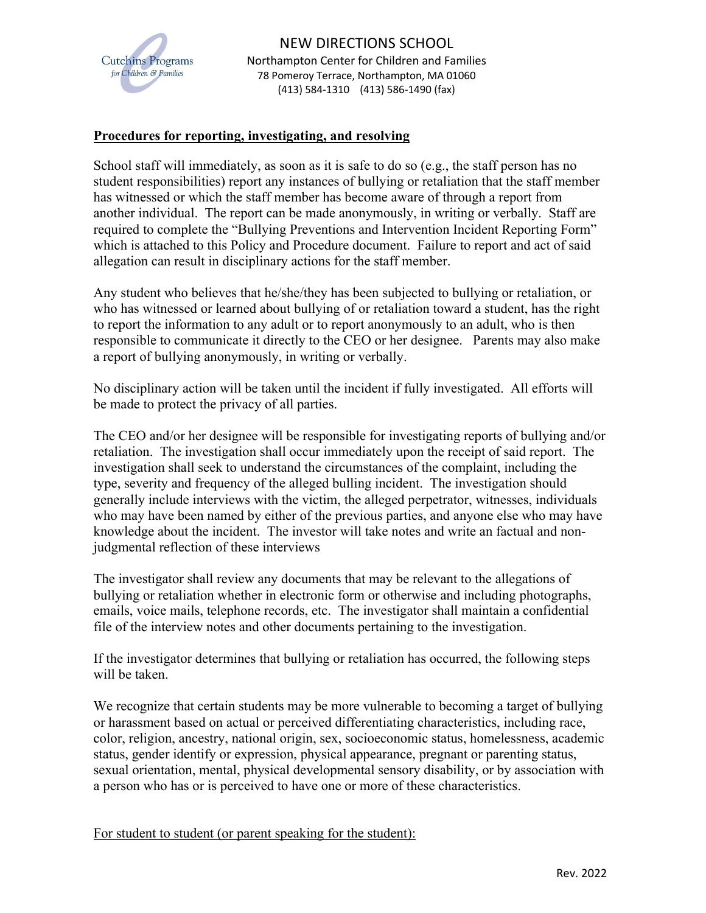NEW DIRECTIONS SCHOOL
Northampton Center for Children and Families
78 Pomeroy Terrace, Northampton, MA 01060
(413) 584-1310 (413) 586-1490 (fax)

**Procedures for reporting, investigating, and resolving**

School staff will immediately, as soon as it is safe to do so (e.g., the staff person has no student responsibilities) report any instances of bullying or retaliation that the staff member has witnessed or which the staff member has become aware of through a report from another individual. The report can be made anonymously, in writing or verbally. Staff are required to complete the "Bullying Preventions and Intervention Incident Reporting Form" which is attached to this Policy and Procedure document. Failure to report and act of said allegation can result in disciplinary actions for the staff member.

Any student who believes that he/she/they has been subjected to bullying or retaliation, or who has witnessed or learned about bullying of or retaliation toward a student, has the right to report the information to any adult or to report anonymously to an adult, who is then responsible to communicate it directly to the CEO or her designee. Parents may also make a report of bullying anonymously, in writing or verbally.

No disciplinary action will be taken until the incident if fully investigated. All efforts will be made to protect the privacy of all parties.

The CEO and/or her designee will be responsible for investigating reports of bullying and/or retaliation. The investigation shall occur immediately upon the receipt of said report. The investigation shall seek to understand the circumstances of the complaint, including the type, severity and frequency of the alleged bulling incident. The investigation should generally include interviews with the victim, the alleged perpetrator, witnesses, individuals who may have been named by either of the previous parties, and anyone else who may have knowledge about the incident. The investor will take notes and write an factual and non-judgmental reflection of these interviews

The investigator shall review any documents that may be relevant to the allegations of bullying or retaliation whether in electronic form or otherwise and including photographs, emails, voice mails, telephone records, etc. The investigator shall maintain a confidential file of the interview notes and other documents pertaining to the investigation.

If the investigator determines that bullying or retaliation has occurred, the following steps will be taken.

We recognize that certain students may be more vulnerable to becoming a target of bullying or harassment based on actual or perceived differentiating characteristics, including race, color, religion, ancestry, national origin, sex, socioeconomic status, homelessness, academic status, gender identify or expression, physical appearance, pregnant or parenting status, sexual orientation, mental, physical developmental sensory disability, or by association with a person who has or is perceived to have one or more of these characteristics.

For student to student (or parent speaking for the student):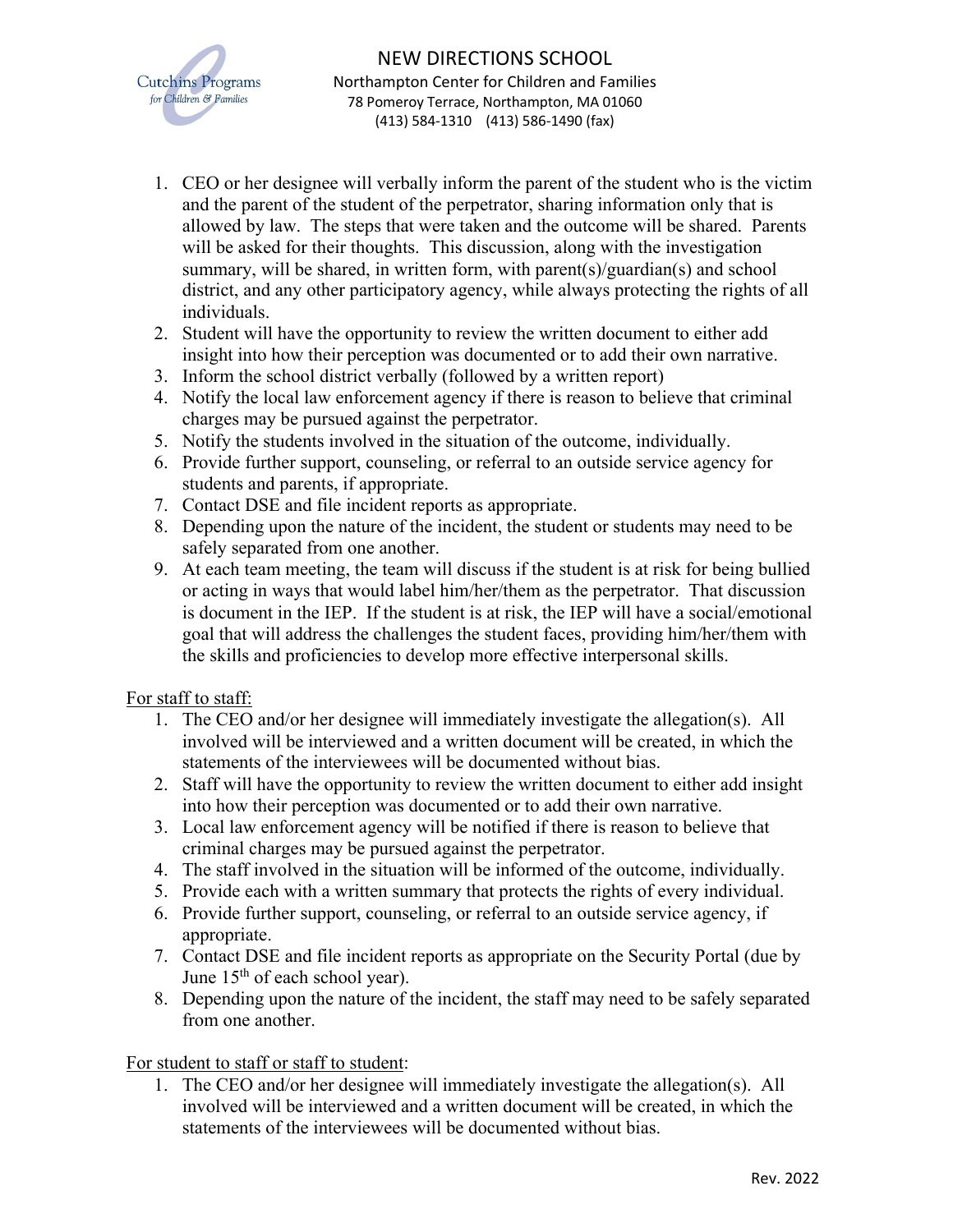1. CEO or her designee will verbally inform the parent of the student who is the victim and the parent of the student of the perpetrator, sharing information only that is allowed by law. The steps that were taken and the outcome will be shared. Parents will be asked for their thoughts. This discussion, along with the investigation summary, will be shared, in written form, with parent(s)/guardian(s) and school district, and any other participatory agency, while always protecting the rights of all individuals.
2. Student will have the opportunity to review the written document to either add insight into how their perception was documented or to add their own narrative.
3. Inform the school district verbally (followed by a written report)
4. Notify the local law enforcement agency if there is reason to believe that criminal charges may be pursued against the perpetrator.
5. Notify the students involved in the situation of the outcome, individually.
6. Provide further support, counseling, or referral to an outside service agency for students and parents, if appropriate.
7. Contact DSE and file incident reports as appropriate.
8. Depending upon the nature of the incident, the student or students may need to be safely separated from one another.
9. At each team meeting, the team will discuss if the student is at risk for being bullied or acting in ways that would label him/her/them as the perpetrator. That discussion is document in the IEP. If the student is at risk, the IEP will have a social/emotional goal that will address the challenges the student faces, providing him/her/them with the skills and proficiencies to develop more effective interpersonal skills.

<u>For staff to staff:</u>

1. The CEO and/or her designee will immediately investigate the allegation(s). All involved will be interviewed and a written document will be created, in which the statements of the interviewees will be documented without bias.
2. Staff will have the opportunity to review the written document to either add insight into how their perception was documented or to add their own narrative.
3. Local law enforcement agency will be notified if there is reason to believe that criminal charges may be pursued against the perpetrator.
4. The staff involved in the situation will be informed of the outcome, individually.
5. Provide each with a written summary that protects the rights of every individual.
6. Provide further support, counseling, or referral to an outside service agency, if appropriate.
7. Contact DSE and file incident reports as appropriate on the Security Portal (due by June 15th of each school year).
8. Depending upon the nature of the incident, the staff may need to be safely separated from one another.

<u>For student to staff or staff to student</u>:

1. The CEO and/or her designee will immediately investigate the allegation(s). All involved will be interviewed and a written document will be created, in which the statements of the interviewees will be documented without bias.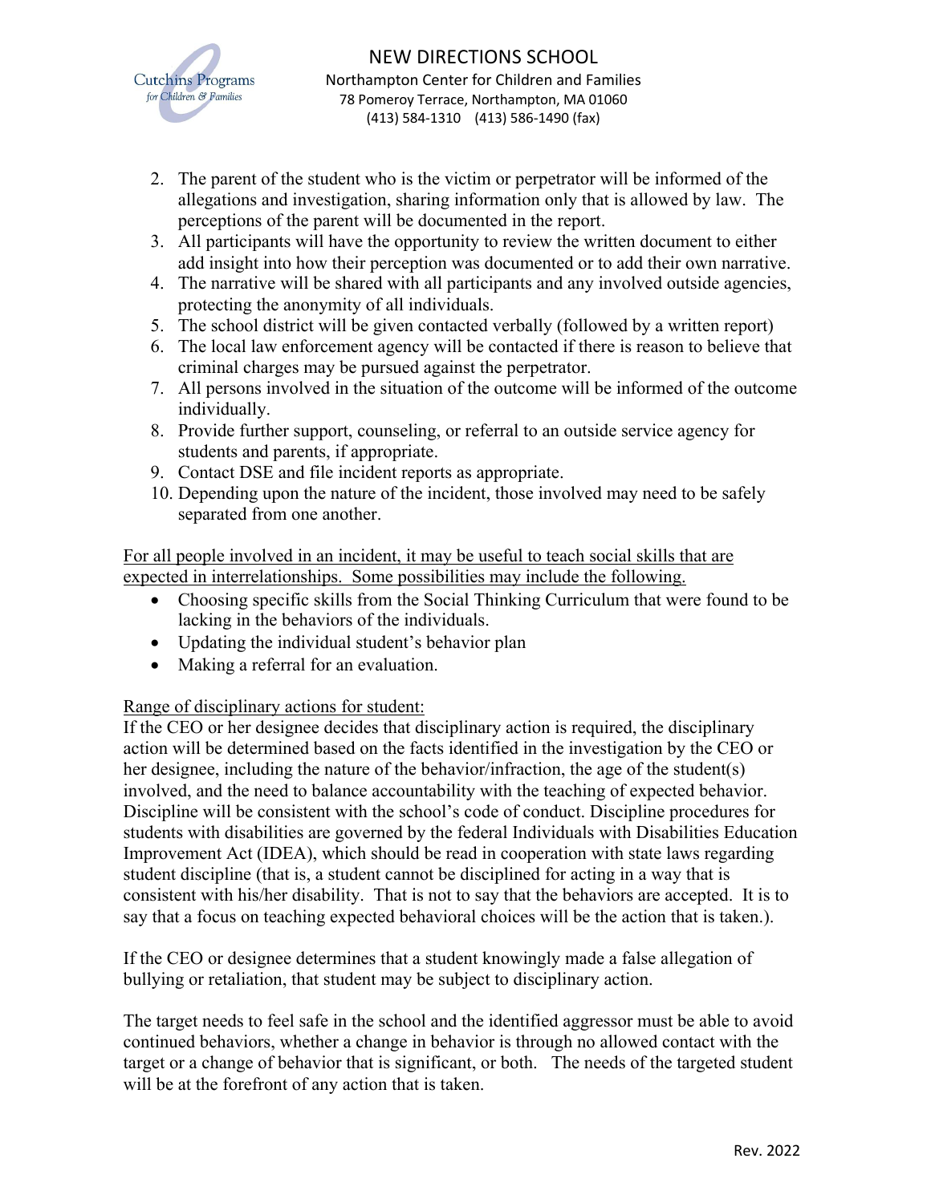2. The parent of the student who is the victim or perpetrator will be informed of the allegations and investigation, sharing information only that is allowed by law. The perceptions of the parent will be documented in the report.
3. All participants will have the opportunity to review the written document to either add insight into how their perception was documented or to add their own narrative.
4. The narrative will be shared with all participants and any involved outside agencies, protecting the anonymity of all individuals.
5. The school district will be given contacted verbally (followed by a written report)
6. The local law enforcement agency will be contacted if there is reason to believe that criminal charges may be pursued against the perpetrator.
7. All persons involved in the situation of the outcome will be informed of the outcome individually.
8. Provide further support, counseling, or referral to an outside service agency for students and parents, if appropriate.
9. Contact DSE and file incident reports as appropriate.
10. Depending upon the nature of the incident, those involved may need to be safely separated from one another.

<u>For all people involved in an incident, it may be useful to teach social skills that are expected in interrelationships. Some possibilities may include the following.</u>

- Choosing specific skills from the Social Thinking Curriculum that were found to be lacking in the behaviors of the individuals.
- Updating the individual student's behavior plan
- Making a referral for an evaluation.

<u>Range of disciplinary actions for student:</u>

If the CEO or her designee decides that disciplinary action is required, the disciplinary action will be determined based on the facts identified in the investigation by the CEO or her designee, including the nature of the behavior/infraction, the age of the student(s) involved, and the need to balance accountability with the teaching of expected behavior. Discipline will be consistent with the school's code of conduct. Discipline procedures for students with disabilities are governed by the federal Individuals with Disabilities Education Improvement Act (IDEA), which should be read in cooperation with state laws regarding student discipline (that is, a student cannot be disciplined for acting in a way that is consistent with his/her disability. That is not to say that the behaviors are accepted. It is to say that a focus on teaching expected behavioral choices will be the action that is taken.).

If the CEO or designee determines that a student knowingly made a false allegation of bullying or retaliation, that student may be subject to disciplinary action.

The target needs to feel safe in the school and the identified aggressor must be able to avoid continued behaviors, whether a change in behavior is through no allowed contact with the target or a change of behavior that is significant, or both. The needs of the targeted student will be at the forefront of any action that is taken.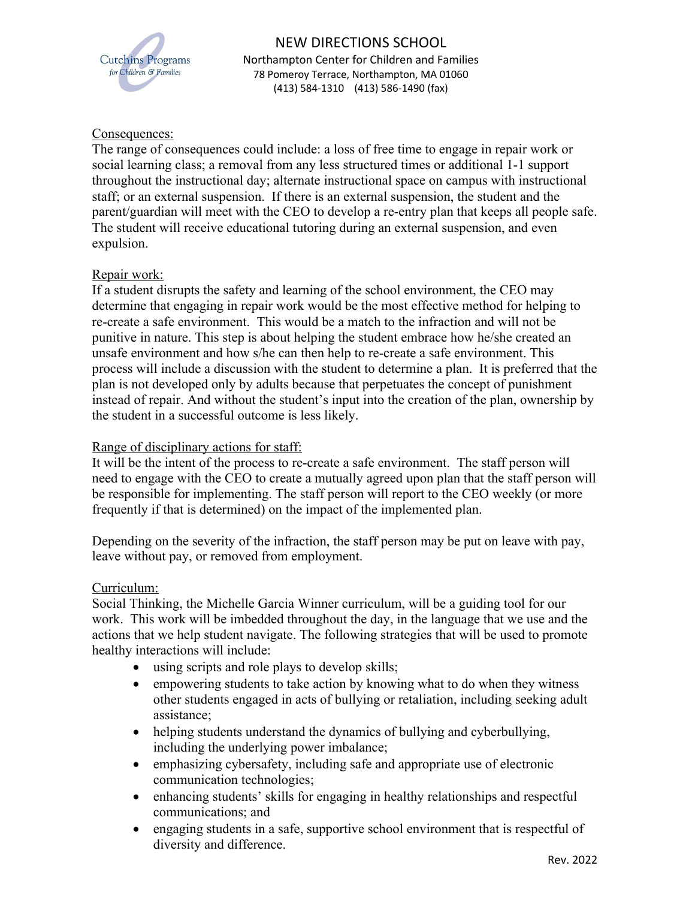Consequences:

The range of consequences could include: a loss of free time to engage in repair work or social learning class; a removal from any less structured times or additional 1-1 support throughout the instructional day; alternate instructional space on campus with instructional staff; or an external suspension. If there is an external suspension, the student and the parent/guardian will meet with the CEO to develop a re-entry plan that keeps all people safe. The student will receive educational tutoring during an external suspension, and even expulsion.

Repair work:

If a student disrupts the safety and learning of the school environment, the CEO may determine that engaging in repair work would be the most effective method for helping to re-create a safe environment. This would be a match to the infraction and will not be punitive in nature. This step is about helping the student embrace how he/she created an unsafe environment and how s/he can then help to re-create a safe environment. This process will include a discussion with the student to determine a plan. It is preferred that the plan is not developed only by adults because that perpetuates the concept of punishment instead of repair. And without the student's input into the creation of the plan, ownership by the student in a successful outcome is less likely.

Range of disciplinary actions for staff:

It will be the intent of the process to re-create a safe environment. The staff person will need to engage with the CEO to create a mutually agreed upon plan that the staff person will be responsible for implementing. The staff person will report to the CEO weekly (or more frequently if that is determined) on the impact of the implemented plan.

Depending on the severity of the infraction, the staff person may be put on leave with pay, leave without pay, or removed from employment.

Curriculum:

Social Thinking, the Michelle Garcia Winner curriculum, will be a guiding tool for our work. This work will be imbedded throughout the day, in the language that we use and the actions that we help student navigate. The following strategies that will be used to promote healthy interactions will include:

- using scripts and role plays to develop skills;
- empowering students to take action by knowing what to do when they witness other students engaged in acts of bullying or retaliation, including seeking adult assistance;
- helping students understand the dynamics of bullying and cyberbullying, including the underlying power imbalance;
- emphasizing cybersafety, including safe and appropriate use of electronic communication technologies;
- enhancing students' skills for engaging in healthy relationships and respectful communications; and
- engaging students in a safe, supportive school environment that is respectful of diversity and difference.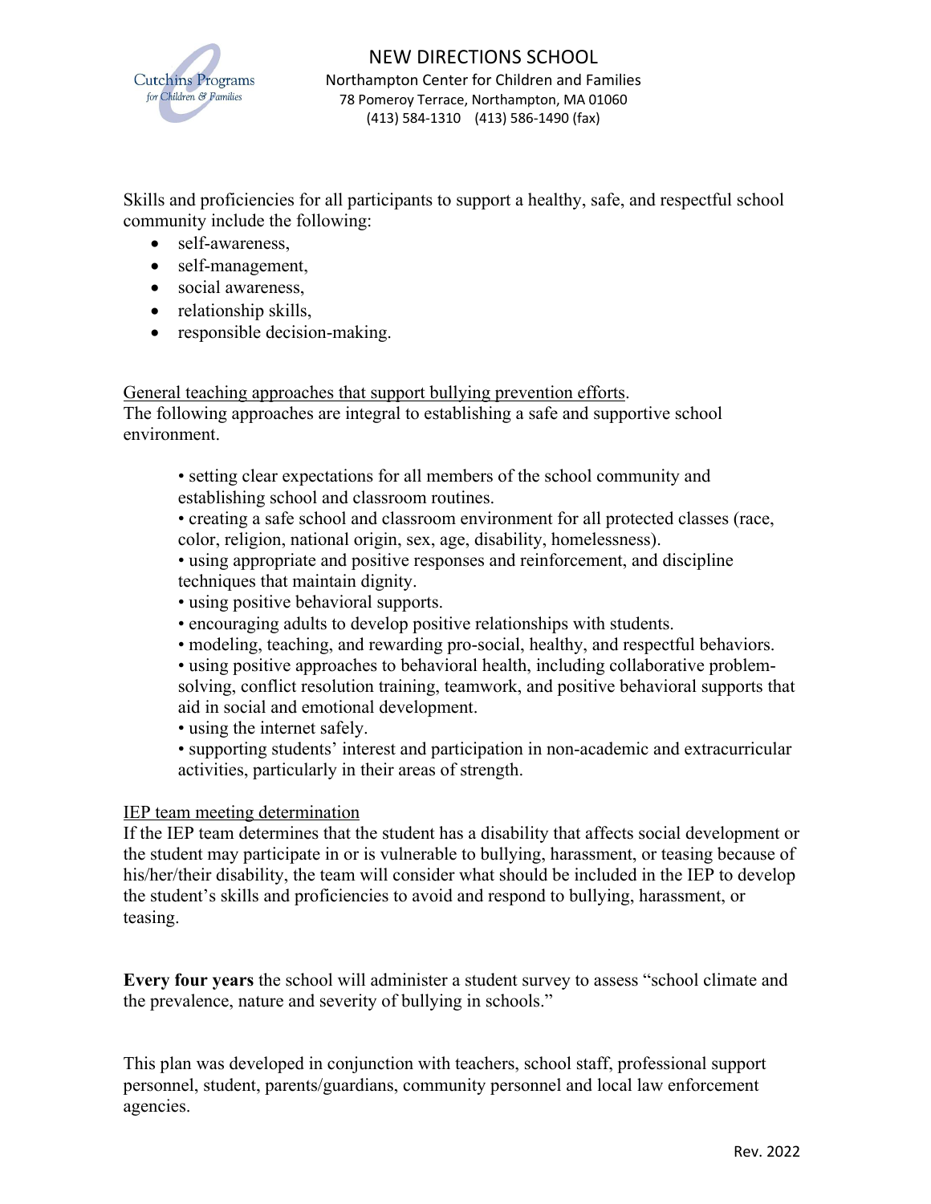Skills and proficiencies for all participants to support a healthy, safe, and respectful school community include the following:

- self-awareness,
- self-management,
- social awareness,
- relationship skills,
- responsible decision-making.

General teaching approaches that support bullying prevention efforts.
The following approaches are integral to establishing a safe and supportive school environment.

- setting clear expectations for all members of the school community and establishing school and classroom routines.
- creating a safe school and classroom environment for all protected classes (race, color, religion, national origin, sex, age, disability, homelessness).
- using appropriate and positive responses and reinforcement, and discipline techniques that maintain dignity.
- using positive behavioral supports.
- encouraging adults to develop positive relationships with students.
- modeling, teaching, and rewarding pro-social, healthy, and respectful behaviors.
- using positive approaches to behavioral health, including collaborative problem-solving, conflict resolution training, teamwork, and positive behavioral supports that aid in social and emotional development.
- using the internet safely.
- supporting students' interest and participation in non-academic and extracurricular activities, particularly in their areas of strength.

IEP team meeting determination
If the IEP team determines that the student has a disability that affects social development or the student may participate in or is vulnerable to bullying, harassment, or teasing because of his/her/their disability, the team will consider what should be included in the IEP to develop the student's skills and proficiencies to avoid and respond to bullying, harassment, or teasing.

**Every four years** the school will administer a student survey to assess "school climate and the prevalence, nature and severity of bullying in schools."

This plan was developed in conjunction with teachers, school staff, professional support personnel, student, parents/guardians, community personnel and local law enforcement agencies.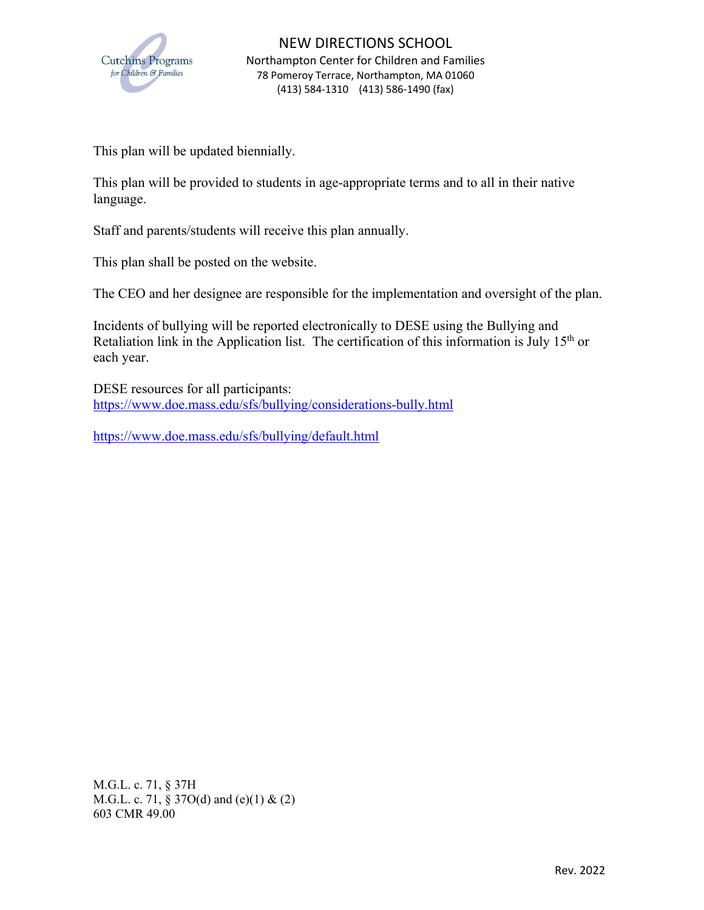This plan will be updated biennially.

This plan will be provided to students in age-appropriate terms and to all in their native language.

Staff and parents/students will receive this plan annually.

This plan shall be posted on the website.

The CEO and her designee are responsible for the implementation and oversight of the plan.

Incidents of bullying will be reported electronically to DESE using the Bullying and Retaliation link in the Application list. The certification of this information is July 15th or each year.

DESE resources for all participants:
https://www.doe.mass.edu/sfs/bullying/considerations-bully.html

https://www.doe.mass.edu/sfs/bullying/default.html

M.G.L. c. 71, § 37H
M.G.L. c. 71, § 37O(d) and (e)(1) & (2)
603 CMR 49.00

Rev. 2022